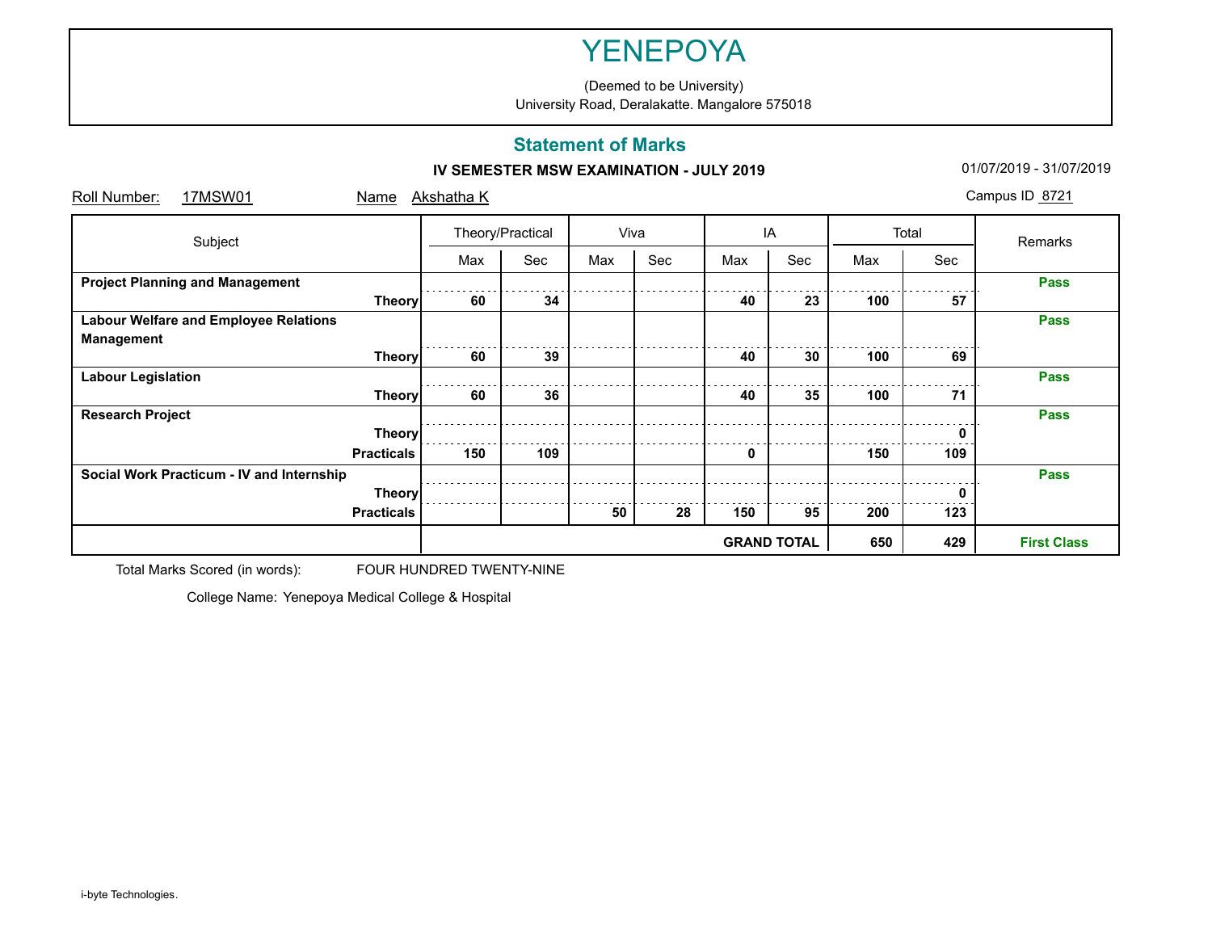# YENEPOYA

(Deemed to be University)
University Road, Deralakatte. Mangalore 575018

## Statement of Marks

**IV SEMESTER MSW EXAMINATION - JULY 2019**

01/07/2019 - 31/07/2019

Roll Number: 17MSW01 Name Akshatha K Campus ID 8721

| Subject | | Theory/Practical | | Viva | | IA | | Total | | Remarks |
|---|---|---|---|---|---|---|---|---|---|---|
| | | Max | Sec | Max | Sec | Max | Sec | Max | Sec | |
| **Project Planning and Management** | | | | | | | | | | **Pass** |
| | **Theory** | **60** | **34** | | | **40** | **23** | **100** | **57** | |
| **Labour Welfare and Employee Relations Management** | | | | | | | | | | **Pass** |
| | **Theory** | **60** | **39** | | | **40** | **30** | **100** | **69** | |
| **Labour Legislation** | | | | | | | | | | **Pass** |
| | **Theory** | **60** | **36** | | | **40** | **35** | **100** | **71** | |
| **Research Project** | | | | | | | | | | **Pass** |
| | **Theory** | | | | | | | | **0** | |
| | **Practicals** | **150** | **109** | | | **0** | | **150** | **109** | |
| **Social Work Practicum - IV and Internship** | | | | | | | | | | **Pass** |
| | **Theory** | | | | | | | | **0** | |
| | **Practicals** | | | **50** | **28** | **150** | **95** | **200** | **123** | |
| | | | | | | **GRAND TOTAL** | | **650** | **429** | **First Class** |

Total Marks Scored (in words): FOUR HUNDRED TWENTY-NINE

College Name: Yenepoya Medical College & Hospital

i-byte Technologies.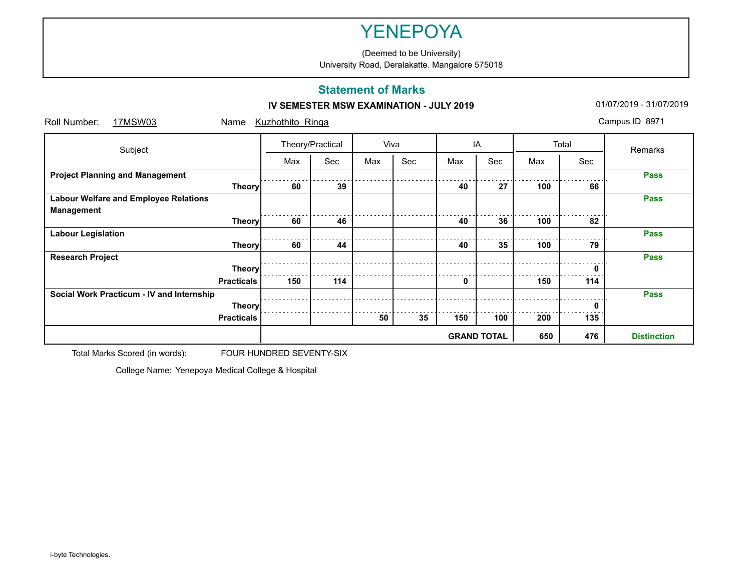# YENEPOYA

(Deemed to be University)
University Road, Deralakatte. Mangalore 575018

## Statement of Marks

**IV SEMESTER MSW EXAMINATION - JULY 2019**

01/07/2019 - 31/07/2019

Roll Number: 17MSW03 Name Kuzhothito Ringa Campus ID 8971

| Subject | | Theory/Practical | | Viva | | IA | | Total | | Remarks |
|---|---|---|---|---|---|---|---|---|---|---|
| | | Max | Sec | Max | Sec | Max | Sec | Max | Sec | |
| **Project Planning and Management** | | | | | | | | | | **Pass** |
| | **Theory** | **60** | **39** | | | **40** | **27** | **100** | **66** | |
| **Labour Welfare and Employee Relations Management** | | | | | | | | | | **Pass** |
| | **Theory** | **60** | **46** | | | **40** | **36** | **100** | **82** | |
| **Labour Legislation** | | | | | | | | | | **Pass** |
| | **Theory** | **60** | **44** | | | **40** | **35** | **100** | **79** | |
| **Research Project** | | | | | | | | | | **Pass** |
| | **Theory** | | | | | | | | **0** | |
| | **Practicals** | **150** | **114** | | | **0** | | **150** | **114** | |
| **Social Work Practicum - IV and Internship** | | | | | | | | | | **Pass** |
| | **Theory** | | | | | | | | **0** | |
| | **Practicals** | | | **50** | **35** | **150** | **100** | **200** | **135** | |
| | | | | | | **GRAND TOTAL** | | **650** | **476** | **Distinction** |

Total Marks Scored (in words): FOUR HUNDRED SEVENTY-SIX

College Name: Yenepoya Medical College & Hospital

i-byte Technologies.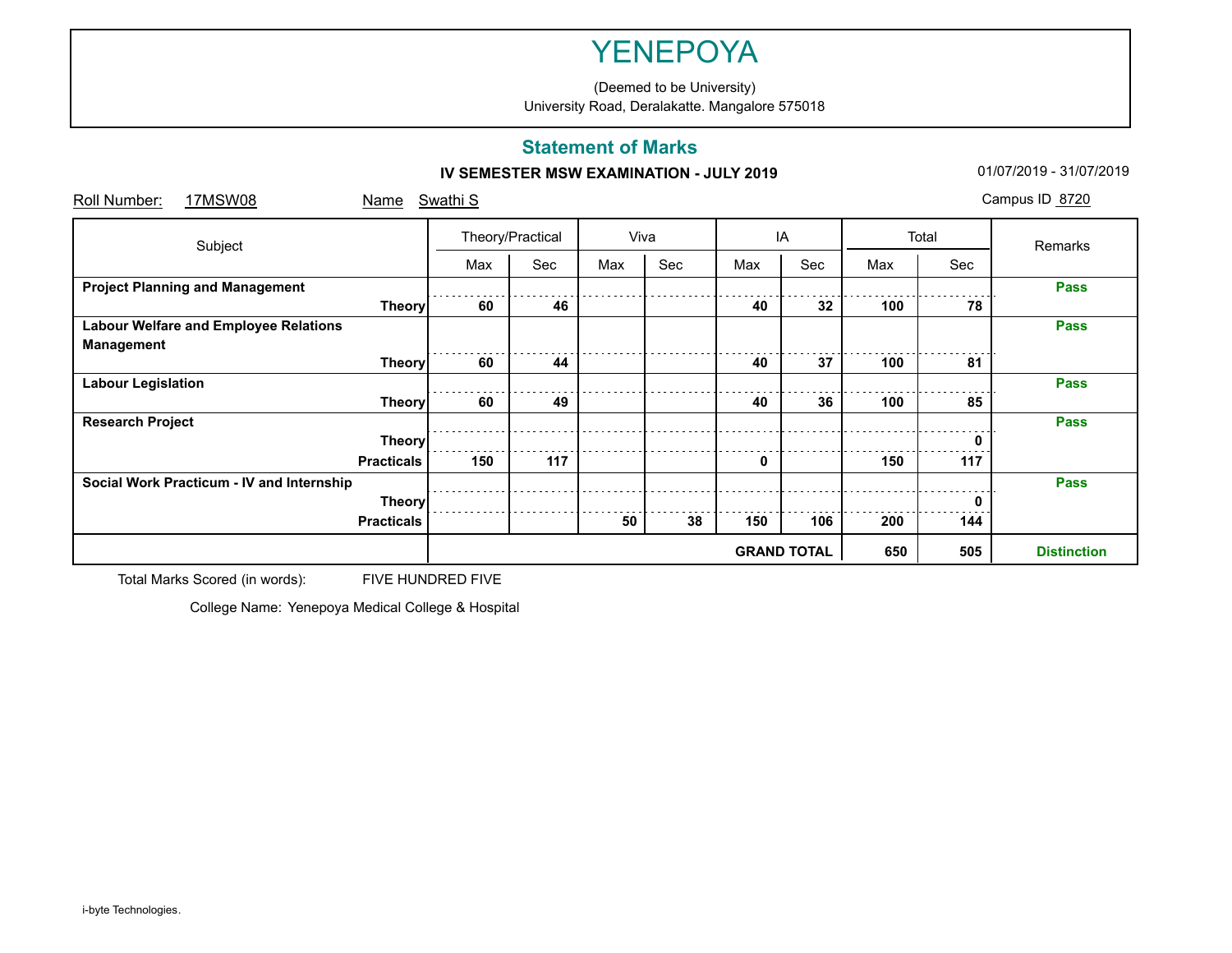# YENEPOYA

(Deemed to be University)
University Road, Deralakatte. Mangalore 575018

## Statement of Marks

**IV SEMESTER MSW EXAMINATION - JULY 2019**

01/07/2019 - 31/07/2019

Roll Number: 17MSW08 Name Swathi S Campus ID 8720

| Subject | | Theory/Practical | | Viva | | IA | | Total | | Remarks |
|---|---|---|---|---|---|---|---|---|---|---|
| | | Max | Sec | Max | Sec | Max | Sec | Max | Sec | |
| **Project Planning and Management** | | | | | | | | | | **Pass** |
| | **Theory** | **60** | **46** | | | **40** | **32** | **100** | **78** | |
| **Labour Welfare and Employee Relations Management** | | | | | | | | | | **Pass** |
| | **Theory** | **60** | **44** | | | **40** | **37** | **100** | **81** | |
| **Labour Legislation** | | | | | | | | | | **Pass** |
| | **Theory** | **60** | **49** | | | **40** | **36** | **100** | **85** | |
| **Research Project** | | | | | | | | | | **Pass** |
| | **Theory** | | | | | | | | **0** | |
| | **Practicals** | **150** | **117** | | | **0** | | **150** | **117** | |
| **Social Work Practicum - IV and Internship** | | | | | | | | | | **Pass** |
| | **Theory** | | | | | | | | **0** | |
| | **Practicals** | | | **50** | **38** | **150** | **106** | **200** | **144** | |
| | | | | | | **GRAND TOTAL** | | **650** | **505** | **Distinction** |

Total Marks Scored (in words): FIVE HUNDRED FIVE

College Name: Yenepoya Medical College & Hospital

i-byte Technologies.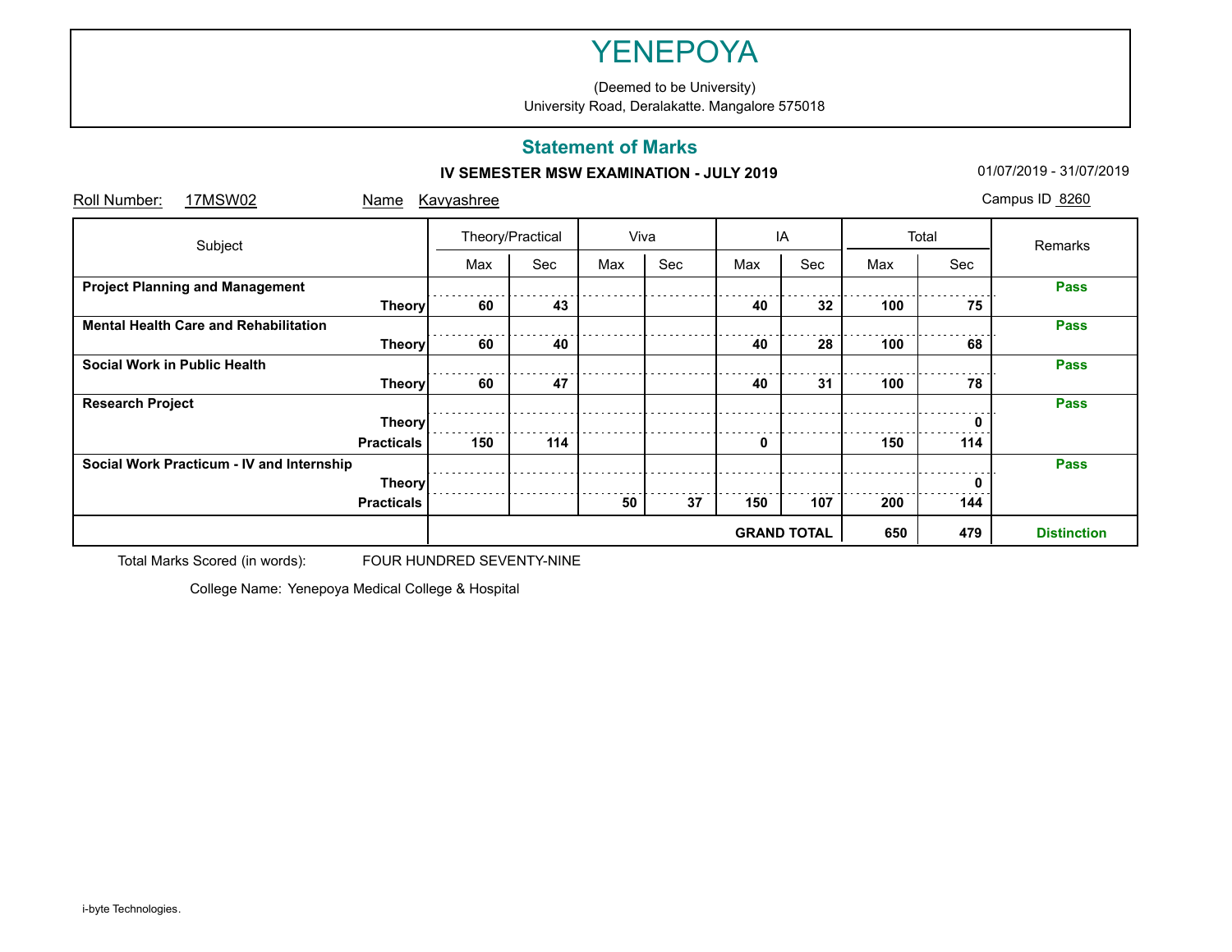# YENEPOYA

(Deemed to be University)
University Road, Deralakatte. Mangalore 575018

## Statement of Marks

**IV SEMESTER MSW EXAMINATION - JULY 2019**

01/07/2019 - 31/07/2019

Roll Number: 17MSW02 Name Kavyashree Campus ID 8260

| Subject | | Theory/Practical | | Viva | | IA | | Total | | Remarks |
|---|---|---|---|---|---|---|---|---|---|---|
| | | Max | Sec | Max | Sec | Max | Sec | Max | Sec | |
| **Project Planning and Management** | | | | | | | | | | **Pass** |
| | **Theory** | **60** | **43** | | | **40** | **32** | **100** | **75** | |
| **Mental Health Care and Rehabilitation** | | | | | | | | | | **Pass** |
| | **Theory** | **60** | **40** | | | **40** | **28** | **100** | **68** | |
| **Social Work in Public Health** | | | | | | | | | | **Pass** |
| | **Theory** | **60** | **47** | | | **40** | **31** | **100** | **78** | |
| **Research Project** | | | | | | | | | | **Pass** |
| | **Theory** | | | | | | | | **0** | |
| | **Practicals** | **150** | **114** | | | **0** | | **150** | **114** | |
| **Social Work Practicum - IV and Internship** | | | | | | | | | | **Pass** |
| | **Theory** | | | | | | | | **0** | |
| | **Practicals** | | | **50** | **37** | **150** | **107** | **200** | **144** | |
| | | | | | | **GRAND TOTAL** | | **650** | **479** | **Distinction** |

Total Marks Scored (in words): FOUR HUNDRED SEVENTY-NINE

College Name: Yenepoya Medical College & Hospital

i-byte Technologies.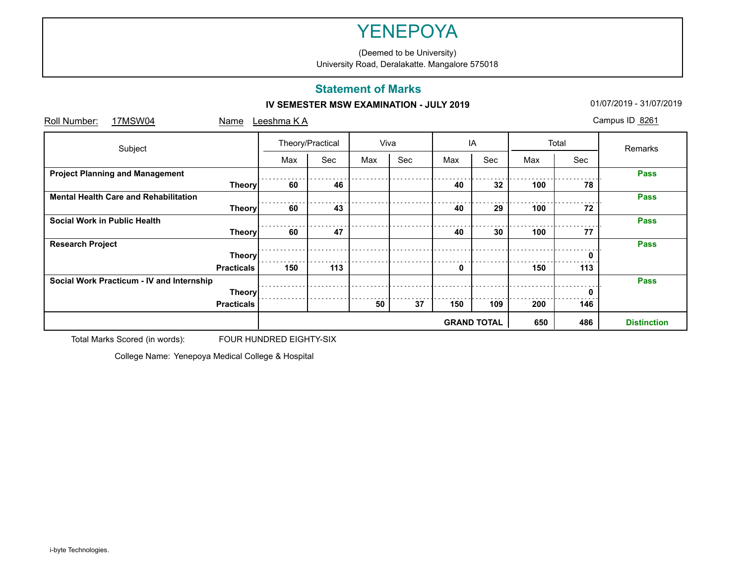# YENEPOYA

(Deemed to be University)
University Road, Deralakatte. Mangalore 575018

## Statement of Marks

**IV SEMESTER MSW EXAMINATION - JULY 2019**

01/07/2019 - 31/07/2019

Roll Number: 17MSW04 Name Leeshma K A Campus ID 8261

| Subject | | Theory/Practical | | Viva | | IA | | Total | | Remarks |
|---|---|---|---|---|---|---|---|---|---|---|
| | | Max | Sec | Max | Sec | Max | Sec | Max | Sec | |
| **Project Planning and Management** | | | | | | | | | | **Pass** |
| | **Theory** | **60** | **46** | | | **40** | **32** | **100** | **78** | |
| **Mental Health Care and Rehabilitation** | | | | | | | | | | **Pass** |
| | **Theory** | **60** | **43** | | | **40** | **29** | **100** | **72** | |
| **Social Work in Public Health** | | | | | | | | | | **Pass** |
| | **Theory** | **60** | **47** | | | **40** | **30** | **100** | **77** | |
| **Research Project** | | | | | | | | | | **Pass** |
| | **Theory** | | | | | | | | **0** | |
| | **Practicals** | **150** | **113** | | | **0** | | **150** | **113** | |
| **Social Work Practicum - IV and Internship** | | | | | | | | | | **Pass** |
| | **Theory** | | | | | | | | **0** | |
| | **Practicals** | | | **50** | **37** | **150** | **109** | **200** | **146** | |
| | | | | | | **GRAND TOTAL** | | **650** | **486** | **Distinction** |

Total Marks Scored (in words): FOUR HUNDRED EIGHTY-SIX

College Name: Yenepoya Medical College & Hospital

i-byte Technologies.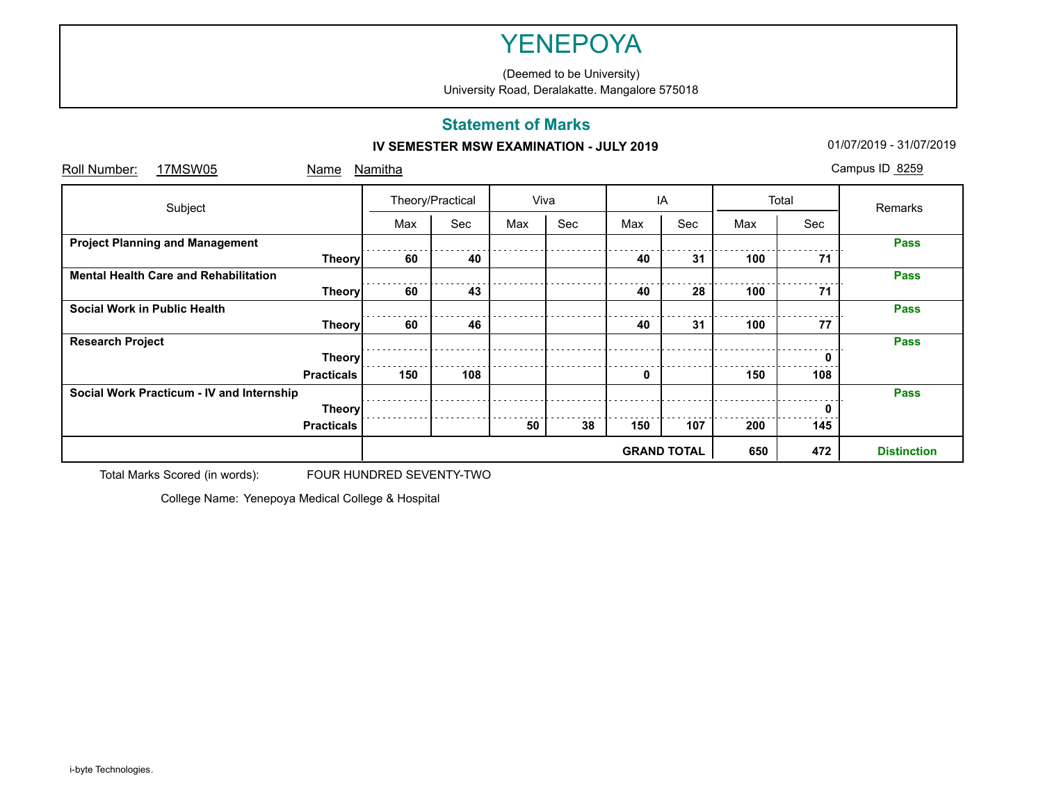# YENEPOYA

(Deemed to be University)
University Road, Deralakatte. Mangalore 575018

## Statement of Marks

**IV SEMESTER MSW EXAMINATION - JULY 2019**

01/07/2019 - 31/07/2019

Roll Number: 17MSW05 Name Namitha Campus ID 8259

| Subject | | Theory/Practical | | Viva | | IA | | Total | | Remarks |
|---|---|---|---|---|---|---|---|---|---|---|
| | | Max | Sec | Max | Sec | Max | Sec | Max | Sec | |
| **Project Planning and Management** | | | | | | | | | | **Pass** |
| | **Theory** | **60** | **40** | | | **40** | **31** | **100** | **71** | |
| **Mental Health Care and Rehabilitation** | | | | | | | | | | **Pass** |
| | **Theory** | **60** | **43** | | | **40** | **28** | **100** | **71** | |
| **Social Work in Public Health** | | | | | | | | | | **Pass** |
| | **Theory** | **60** | **46** | | | **40** | **31** | **100** | **77** | |
| **Research Project** | | | | | | | | | | **Pass** |
| | **Theory** | | | | | | | | **0** | |
| | **Practicals** | **150** | **108** | | | **0** | | **150** | **108** | |
| **Social Work Practicum - IV and Internship** | | | | | | | | | | **Pass** |
| | **Theory** | | | | | | | | **0** | |
| | **Practicals** | | | **50** | **38** | **150** | **107** | **200** | **145** | |
| | | | | | | **GRAND TOTAL** | | **650** | **472** | **Distinction** |

Total Marks Scored (in words): FOUR HUNDRED SEVENTY-TWO

College Name: Yenepoya Medical College & Hospital

i-byte Technologies.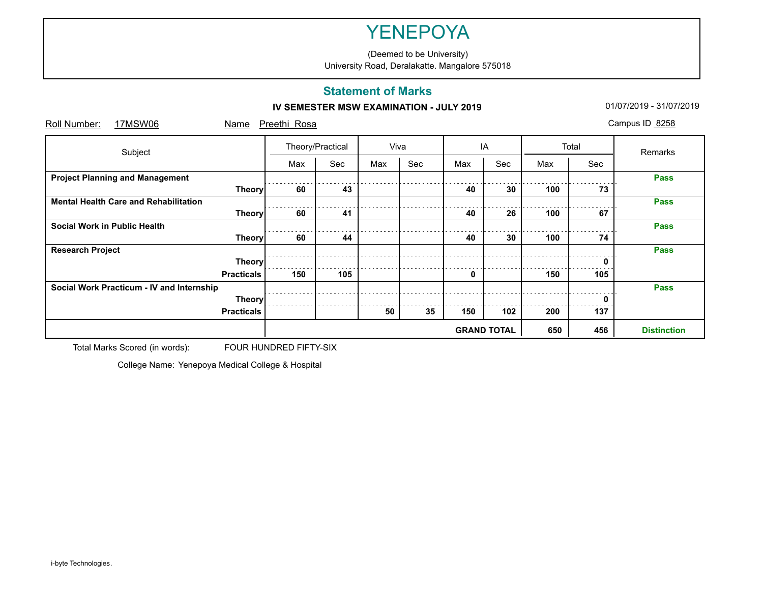# YENEPOYA

(Deemed to be University)
University Road, Deralakatte. Mangalore 575018

## Statement of Marks

**IV SEMESTER MSW EXAMINATION - JULY 2019**

01/07/2019 - 31/07/2019

Roll Number: 17MSW06 Name Preethi Rosa Campus ID 8258

| Subject | | Theory/Practical | | Viva | | IA | | Total | | Remarks |
|---|---|---|---|---|---|---|---|---|---|---|
| | | Max | Sec | Max | Sec | Max | Sec | Max | Sec | |
| **Project Planning and Management** | | | | | | | | | | **Pass** |
| | **Theory** | **60** | **43** | | | **40** | **30** | **100** | **73** | |
| **Mental Health Care and Rehabilitation** | | | | | | | | | | **Pass** |
| | **Theory** | **60** | **41** | | | **40** | **26** | **100** | **67** | |
| **Social Work in Public Health** | | | | | | | | | | **Pass** |
| | **Theory** | **60** | **44** | | | **40** | **30** | **100** | **74** | |
| **Research Project** | | | | | | | | | | **Pass** |
| | **Theory** | | | | | | | | **0** | |
| | **Practicals** | **150** | **105** | | | **0** | | **150** | **105** | |
| **Social Work Practicum - IV and Internship** | | | | | | | | | | **Pass** |
| | **Theory** | | | | | | | | **0** | |
| | **Practicals** | | | **50** | **35** | **150** | **102** | **200** | **137** | |
| | | | | | | **GRAND TOTAL** | | **650** | **456** | **Distinction** |

Total Marks Scored (in words): FOUR HUNDRED FIFTY-SIX

College Name: Yenepoya Medical College & Hospital

i-byte Technologies.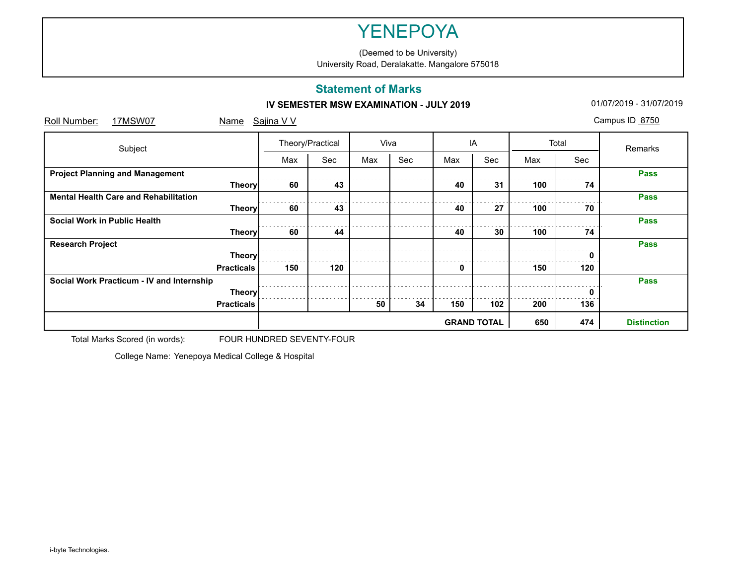# YENEPOYA

(Deemed to be University)
University Road, Deralakatte. Mangalore 575018

## Statement of Marks

**IV SEMESTER MSW EXAMINATION - JULY 2019**

01/07/2019 - 31/07/2019

Roll Number: 17MSW07    Name Sajina V V    Campus ID 8750

| Subject | | Theory/Practical | | Viva | | IA | | Total | | Remarks |
|---|---|---|---|---|---|---|---|---|---|---|
| | | Max | Sec | Max | Sec | Max | Sec | Max | Sec | |
| **Project Planning and Management** | | | | | | | | | | **Pass** |
| | **Theory** | **60** | **43** | | | **40** | **31** | **100** | **74** | |
| **Mental Health Care and Rehabilitation** | | | | | | | | | | **Pass** |
| | **Theory** | **60** | **43** | | | **40** | **27** | **100** | **70** | |
| **Social Work in Public Health** | | | | | | | | | | **Pass** |
| | **Theory** | **60** | **44** | | | **40** | **30** | **100** | **74** | |
| **Research Project** | | | | | | | | | | **Pass** |
| | **Theory** | | | | | | | | **0** | |
| | **Practicals** | **150** | **120** | | | **0** | | **150** | **120** | |
| **Social Work Practicum - IV and Internship** | | | | | | | | | | **Pass** |
| | **Theory** | | | | | | | | **0** | |
| | **Practicals** | | | **50** | **34** | **150** | **102** | **200** | **136** | |
| | | | | | | **GRAND TOTAL** | | **650** | **474** | **Distinction** |

Total Marks Scored (in words): FOUR HUNDRED SEVENTY-FOUR

College Name: Yenepoya Medical College & Hospital

i-byte Technologies.